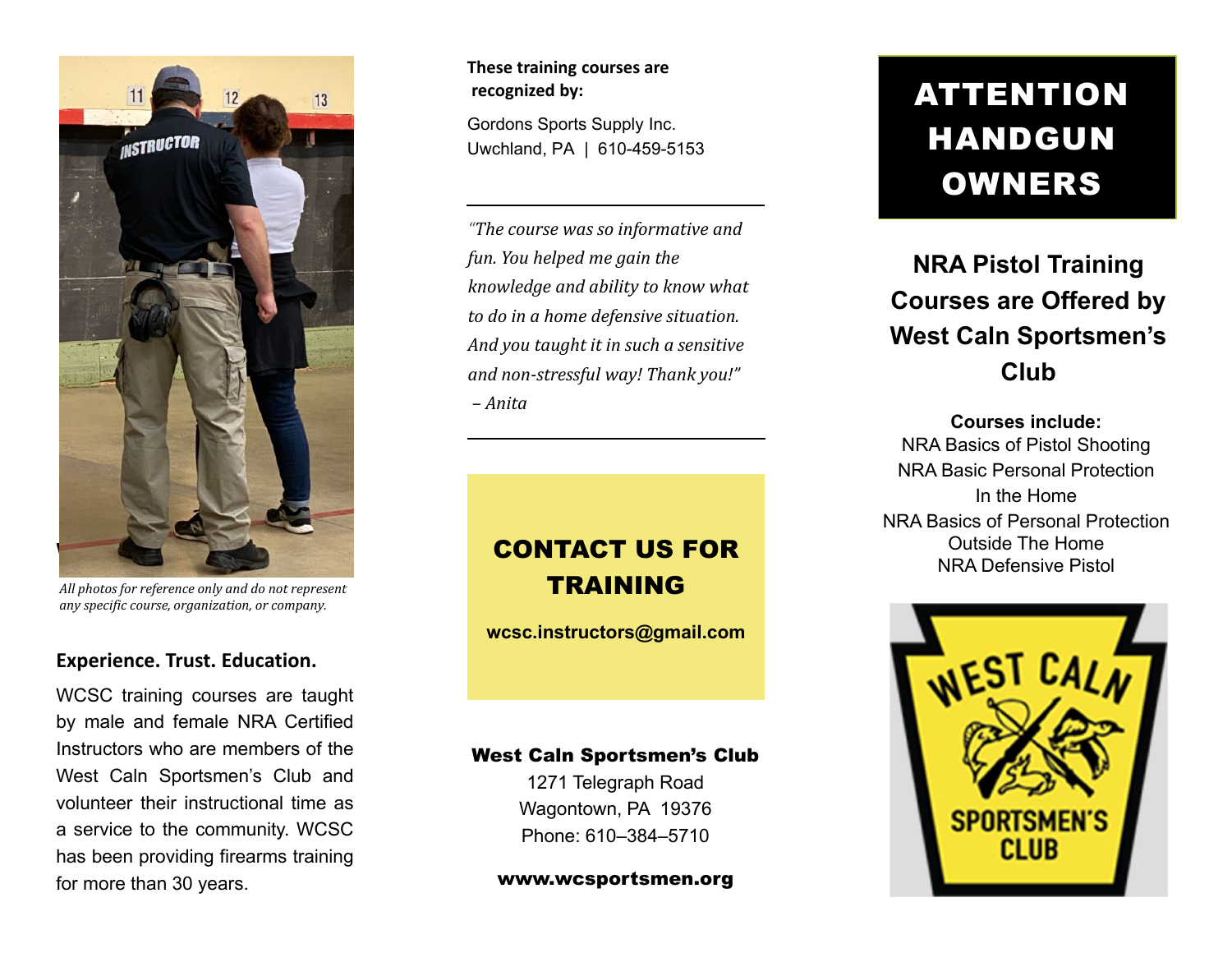*All photos for reference only and do not represent any specific course, organization, or company.*

**Experience. Trust. Education.**

WCSC training courses are taught by male and female NRA Certified Instructors who are members of the West Caln Sportsmen's Club and volunteer their instructional time as a service to the community. WCSC has been providing firearms training for more than 30 years.

**These training courses are recognized by:**

Gordons Sports Supply Inc.
Uwchland, PA | 610-459-5153

---

*"The course was so informative and fun. You helped me gain the knowledge and ability to know what to do in a home defensive situation. And you taught it in such a sensitive and non-stressful way! Thank you!" – Anita*

---

## CONTACT US FOR TRAINING

**wcsc.instructors@gmail.com**

**West Caln Sportsmen's Club**
1271 Telegraph Road
Wagontown, PA 19376
Phone: 610–384–5710

**www.wcsportsmen.org**

# ATTENTION HANDGUN OWNERS

## NRA Pistol Training Courses are Offered by West Caln Sportsmen's Club

**Courses include:**

NRA Basics of Pistol Shooting
NRA Basic Personal Protection In the Home
NRA Basics of Personal Protection Outside The Home
NRA Defensive Pistol

WEST CALN SPORTSMEN'S CLUB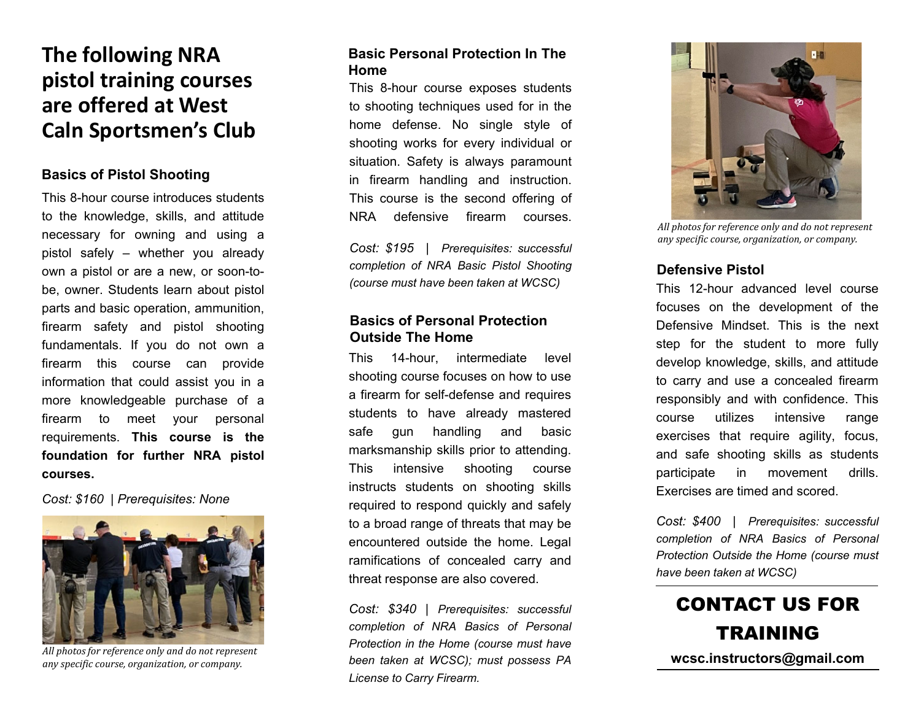# The following NRA pistol training courses are offered at West Caln Sportsmen's Club

### Basics of Pistol Shooting

This 8-hour course introduces students to the knowledge, skills, and attitude necessary for owning and using a pistol safely – whether you already own a pistol or are a new, or soon-to-be, owner. Students learn about pistol parts and basic operation, ammunition, firearm safety and pistol shooting fundamentals. If you do not own a firearm this course can provide information that could assist you in a more knowledgeable purchase of a firearm to meet your personal requirements. **This course is the foundation for further NRA pistol courses.**

*Cost: $160 | Prerequisites: None*

*All photos for reference only and do not represent any specific course, organization, or company.*

### Basic Personal Protection In The Home

This 8-hour course exposes students to shooting techniques used for in the home defense. No single style of shooting works for every individual or situation. Safety is always paramount in firearm handling and instruction. This course is the second offering of NRA defensive firearm courses.

*Cost: $195 | Prerequisites: successful completion of NRA Basic Pistol Shooting (course must have been taken at WCSC)*

### Basics of Personal Protection Outside The Home

This 14-hour, intermediate level shooting course focuses on how to use a firearm for self-defense and requires students to have already mastered safe gun handling and basic marksmanship skills prior to attending. This intensive shooting course instructs students on shooting skills required to respond quickly and safely to a broad range of threats that may be encountered outside the home. Legal ramifications of concealed carry and threat response are also covered.

*Cost: $340 | Prerequisites: successful completion of NRA Basics of Personal Protection in the Home (course must have been taken at WCSC); must possess PA License to Carry Firearm.*

*All photos for reference only and do not represent any specific course, organization, or company.*

### Defensive Pistol

This 12-hour advanced level course focuses on the development of the Defensive Mindset. This is the next step for the student to more fully develop knowledge, skills, and attitude to carry and use a concealed firearm responsibly and with confidence. This course utilizes intensive range exercises that require agility, focus, and safe shooting skills as students participate in movement drills. Exercises are timed and scored.

*Cost: $400 | Prerequisites: successful completion of NRA Basics of Personal Protection Outside the Home (course must have been taken at WCSC)*

## CONTACT US FOR TRAINING

**wcsc.instructors@gmail.com**